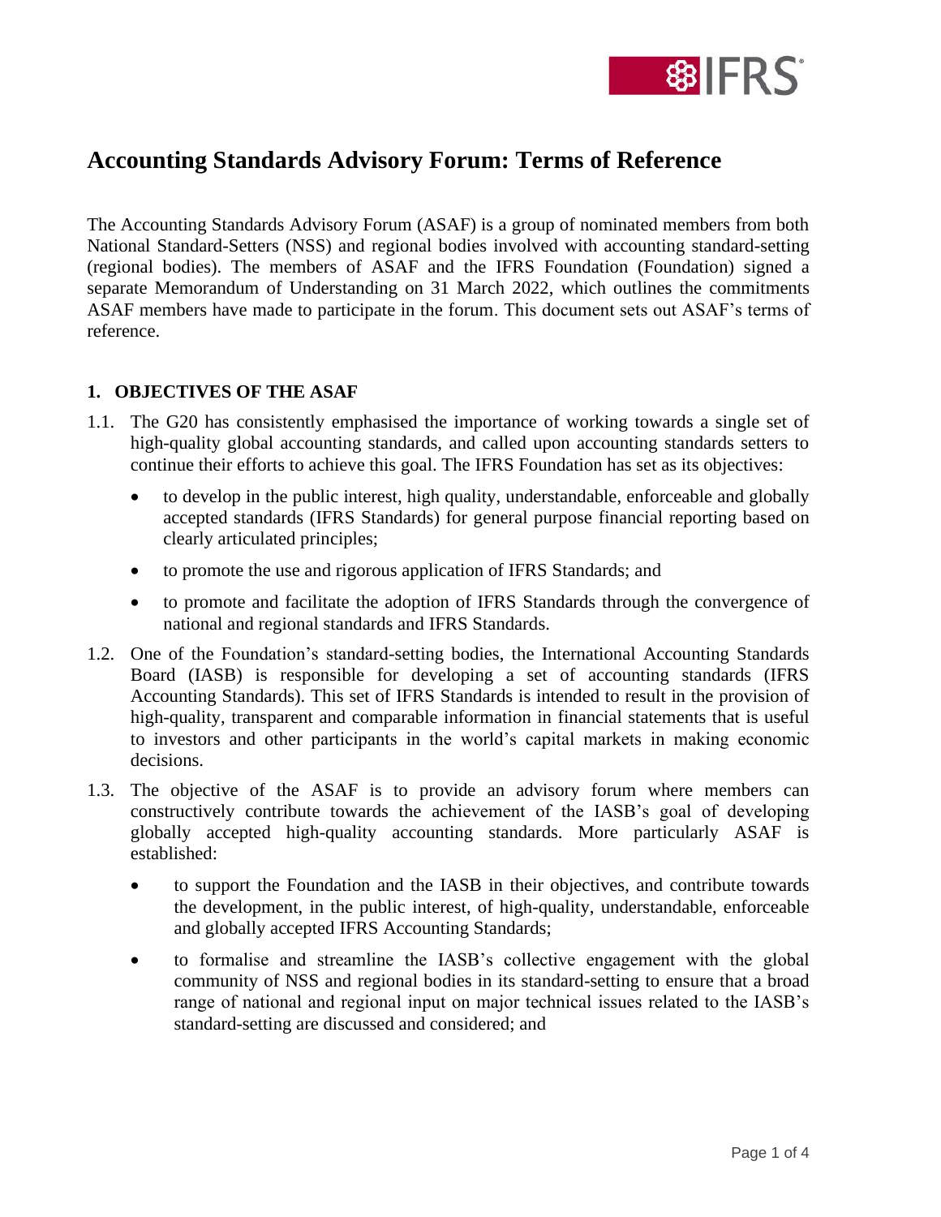# Accounting Standards Advisory Forum: Terms of Reference

The Accounting Standards Advisory Forum (ASAF) is a group of nominated members from both National Standard-Setters (NSS) and regional bodies involved with accounting standard-setting (regional bodies). The members of ASAF and the IFRS Foundation (Foundation) signed a separate Memorandum of Understanding on 31 March 2022, which outlines the commitments ASAF members have made to participate in the forum. This document sets out ASAF's terms of reference.

## 1. OBJECTIVES OF THE ASAF

1.1. The G20 has consistently emphasised the importance of working towards a single set of high-quality global accounting standards, and called upon accounting standards setters to continue their efforts to achieve this goal. The IFRS Foundation has set as its objectives:

- to develop in the public interest, high quality, understandable, enforceable and globally accepted standards (IFRS Standards) for general purpose financial reporting based on clearly articulated principles;
- to promote the use and rigorous application of IFRS Standards; and
- to promote and facilitate the adoption of IFRS Standards through the convergence of national and regional standards and IFRS Standards.

1.2. One of the Foundation's standard-setting bodies, the International Accounting Standards Board (IASB) is responsible for developing a set of accounting standards (IFRS Accounting Standards). This set of IFRS Standards is intended to result in the provision of high-quality, transparent and comparable information in financial statements that is useful to investors and other participants in the world's capital markets in making economic decisions.

1.3. The objective of the ASAF is to provide an advisory forum where members can constructively contribute towards the achievement of the IASB's goal of developing globally accepted high-quality accounting standards. More particularly ASAF is established:

- to support the Foundation and the IASB in their objectives, and contribute towards the development, in the public interest, of high-quality, understandable, enforceable and globally accepted IFRS Accounting Standards;
- to formalise and streamline the IASB's collective engagement with the global community of NSS and regional bodies in its standard-setting to ensure that a broad range of national and regional input on major technical issues related to the IASB's standard-setting are discussed and considered; and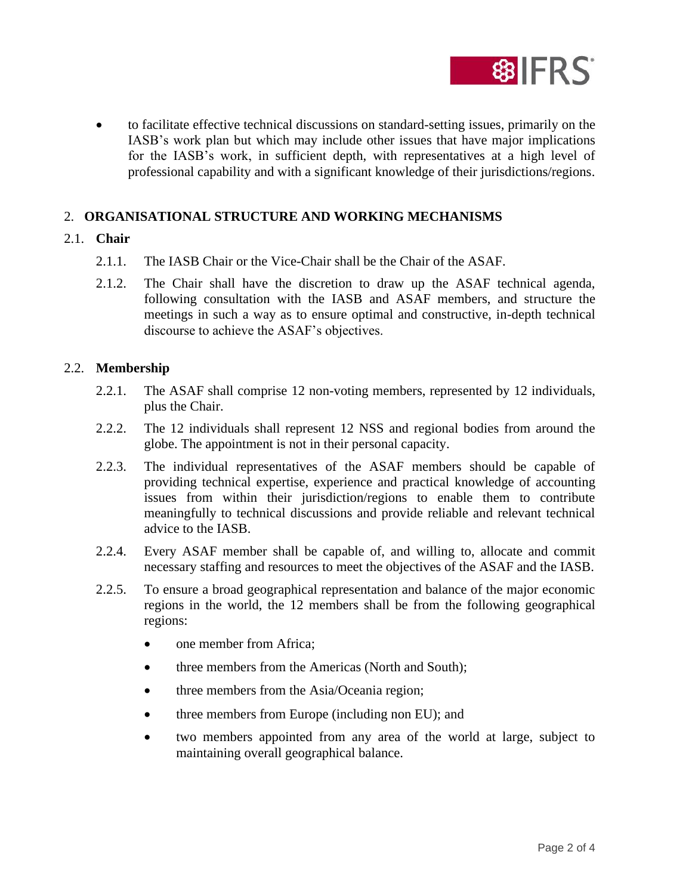- to facilitate effective technical discussions on standard-setting issues, primarily on the IASB's work plan but which may include other issues that have major implications for the IASB's work, in sufficient depth, with representatives at a high level of professional capability and with a significant knowledge of their jurisdictions/regions.

## 2. ORGANISATIONAL STRUCTURE AND WORKING MECHANISMS

### 2.1. Chair

2.1.1. The IASB Chair or the Vice-Chair shall be the Chair of the ASAF.

2.1.2. The Chair shall have the discretion to draw up the ASAF technical agenda, following consultation with the IASB and ASAF members, and structure the meetings in such a way as to ensure optimal and constructive, in-depth technical discourse to achieve the ASAF's objectives.

### 2.2. Membership

2.2.1. The ASAF shall comprise 12 non-voting members, represented by 12 individuals, plus the Chair.

2.2.2. The 12 individuals shall represent 12 NSS and regional bodies from around the globe. The appointment is not in their personal capacity.

2.2.3. The individual representatives of the ASAF members should be capable of providing technical expertise, experience and practical knowledge of accounting issues from within their jurisdiction/regions to enable them to contribute meaningfully to technical discussions and provide reliable and relevant technical advice to the IASB.

2.2.4. Every ASAF member shall be capable of, and willing to, allocate and commit necessary staffing and resources to meet the objectives of the ASAF and the IASB.

2.2.5. To ensure a broad geographical representation and balance of the major economic regions in the world, the 12 members shall be from the following geographical regions:

- one member from Africa;
- three members from the Americas (North and South);
- three members from the Asia/Oceania region;
- three members from Europe (including non EU); and
- two members appointed from any area of the world at large, subject to maintaining overall geographical balance.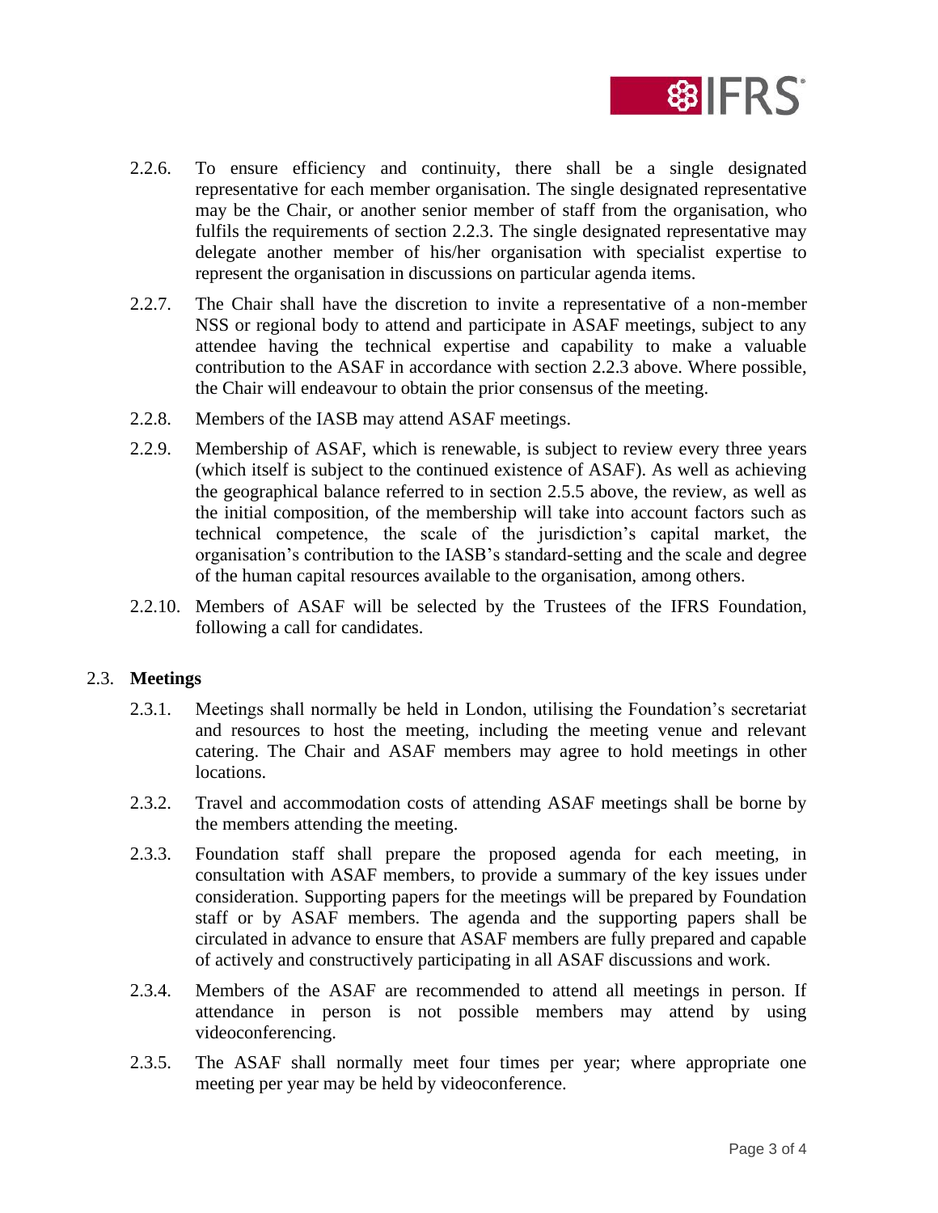2.2.6. To ensure efficiency and continuity, there shall be a single designated representative for each member organisation. The single designated representative may be the Chair, or another senior member of staff from the organisation, who fulfils the requirements of section 2.2.3. The single designated representative may delegate another member of his/her organisation with specialist expertise to represent the organisation in discussions on particular agenda items.

2.2.7. The Chair shall have the discretion to invite a representative of a non-member NSS or regional body to attend and participate in ASAF meetings, subject to any attendee having the technical expertise and capability to make a valuable contribution to the ASAF in accordance with section 2.2.3 above. Where possible, the Chair will endeavour to obtain the prior consensus of the meeting.

2.2.8. Members of the IASB may attend ASAF meetings.

2.2.9. Membership of ASAF, which is renewable, is subject to review every three years (which itself is subject to the continued existence of ASAF). As well as achieving the geographical balance referred to in section 2.5.5 above, the review, as well as the initial composition, of the membership will take into account factors such as technical competence, the scale of the jurisdiction's capital market, the organisation's contribution to the IASB's standard-setting and the scale and degree of the human capital resources available to the organisation, among others.

2.2.10. Members of ASAF will be selected by the Trustees of the IFRS Foundation, following a call for candidates.

## 2.3. **Meetings**

2.3.1. Meetings shall normally be held in London, utilising the Foundation's secretariat and resources to host the meeting, including the meeting venue and relevant catering. The Chair and ASAF members may agree to hold meetings in other locations.

2.3.2. Travel and accommodation costs of attending ASAF meetings shall be borne by the members attending the meeting.

2.3.3. Foundation staff shall prepare the proposed agenda for each meeting, in consultation with ASAF members, to provide a summary of the key issues under consideration. Supporting papers for the meetings will be prepared by Foundation staff or by ASAF members. The agenda and the supporting papers shall be circulated in advance to ensure that ASAF members are fully prepared and capable of actively and constructively participating in all ASAF discussions and work.

2.3.4. Members of the ASAF are recommended to attend all meetings in person. If attendance in person is not possible members may attend by using videoconferencing.

2.3.5. The ASAF shall normally meet four times per year; where appropriate one meeting per year may be held by videoconference.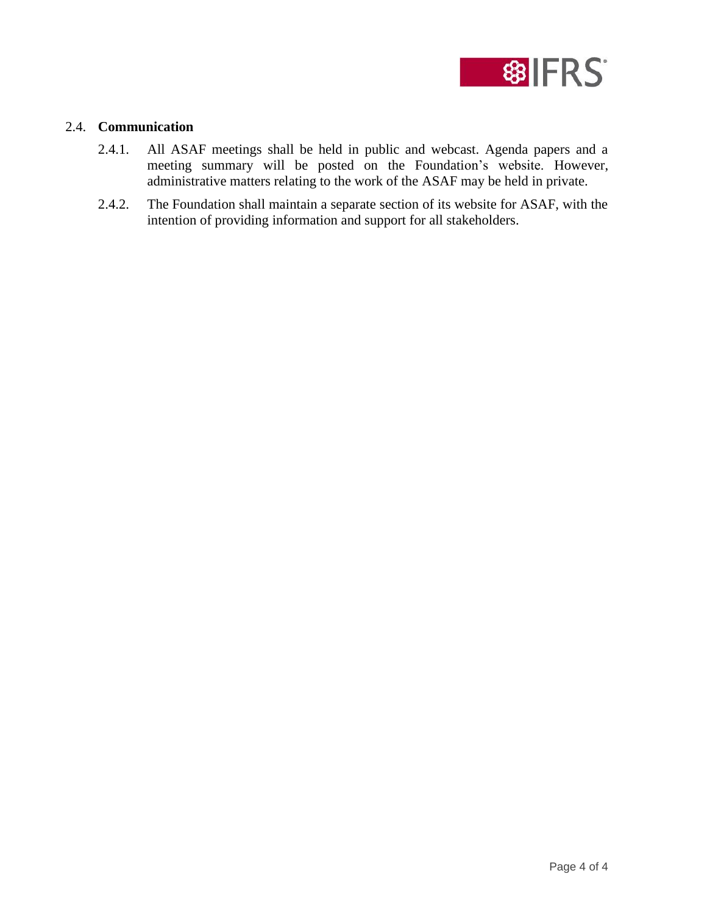### 2.4. **Communication**

2.4.1. All ASAF meetings shall be held in public and webcast. Agenda papers and a meeting summary will be posted on the Foundation's website. However, administrative matters relating to the work of the ASAF may be held in private.

2.4.2. The Foundation shall maintain a separate section of its website for ASAF, with the intention of providing information and support for all stakeholders.